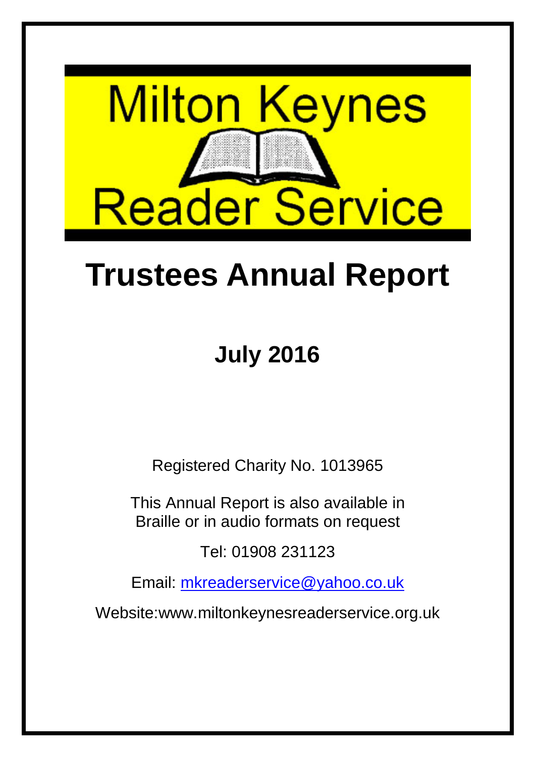Milton Keynes

Reader Service

# Trustees Annual Report

## July 2016

Registered Charity No. 1013965

This Annual Report is also available in Braille or in audio formats on request

Tel: 01908 231123

Email: [mkreaderservice@yahoo.co.uk](mailto:mkreaderservice@yahoo.co.uk)

Website:www.miltonkeynesreaderservice.org.uk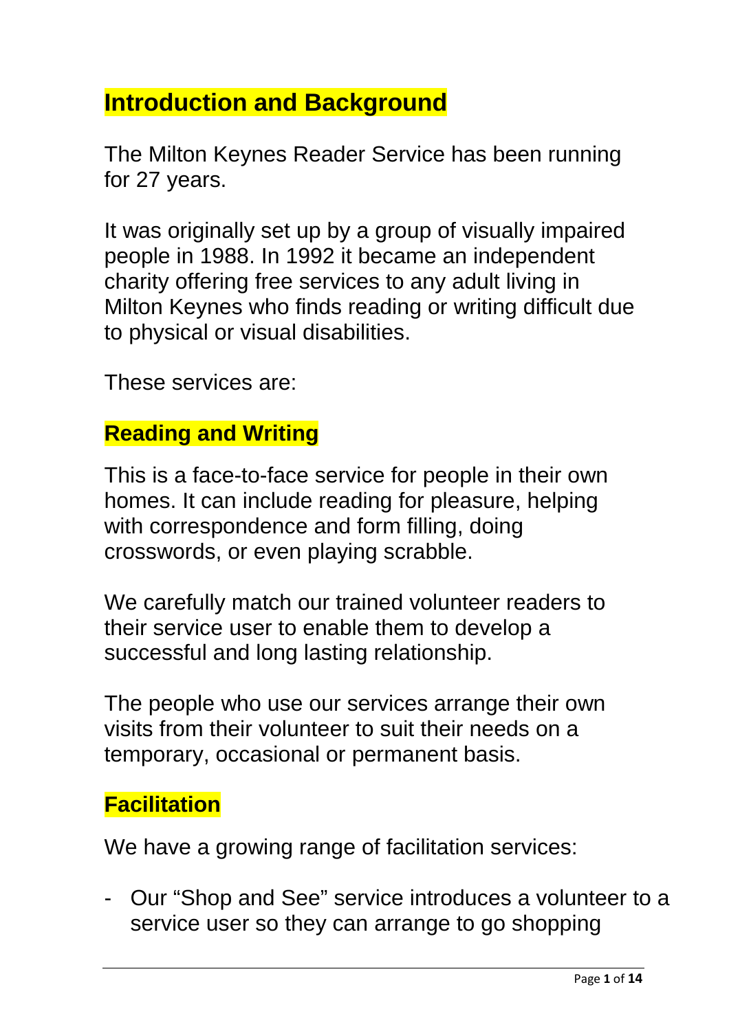## Introduction and Background

The Milton Keynes Reader Service has been running for 27 years.

It was originally set up by a group of visually impaired people in 1988. In 1992 it became an independent charity offering free services to any adult living in Milton Keynes who finds reading or writing difficult due to physical or visual disabilities.

These services are:

## Reading and Writing

This is a face-to-face service for people in their own homes. It can include reading for pleasure, helping with correspondence and form filling, doing crosswords, or even playing scrabble.

We carefully match our trained volunteer readers to their service user to enable them to develop a successful and long lasting relationship.

The people who use our services arrange their own visits from their volunteer to suit their needs on a temporary, occasional or permanent basis.

## Facilitation

We have a growing range of facilitation services:

- Our “Shop and See” service introduces a volunteer to a service user so they can arrange to go shopping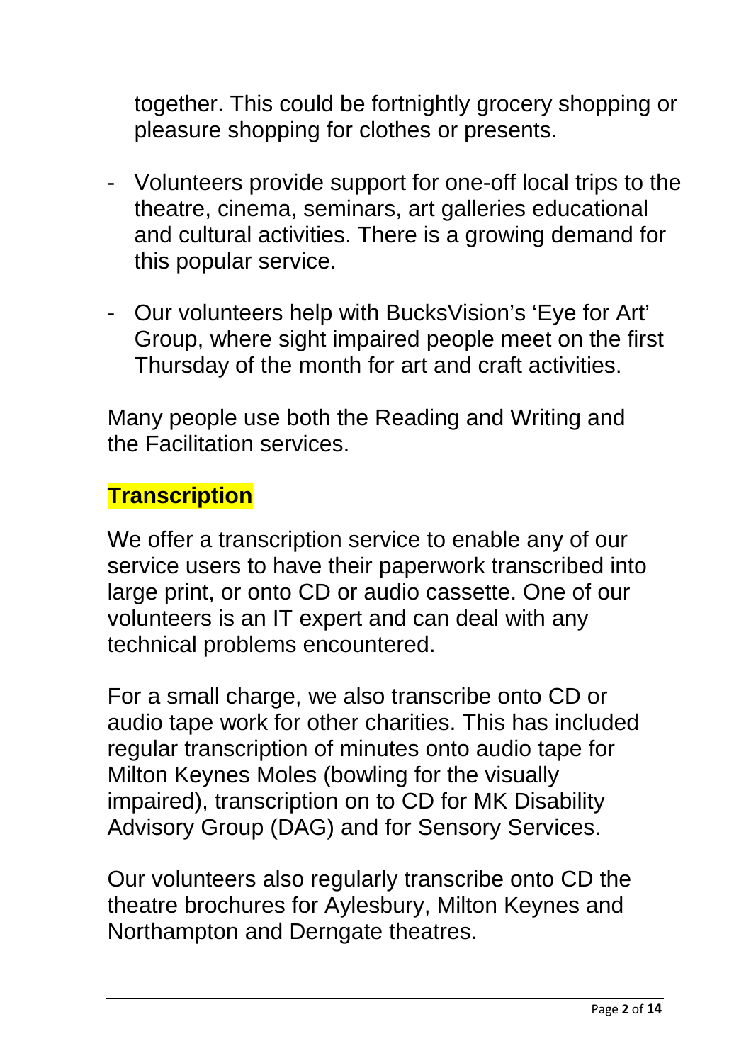together. This could be fortnightly grocery shopping or pleasure shopping for clothes or presents.

- Volunteers provide support for one-off local trips to the theatre, cinema, seminars, art galleries educational and cultural activities. There is a growing demand for this popular service.

- Our volunteers help with BucksVision's 'Eye for Art' Group, where sight impaired people meet on the first Thursday of the month for art and craft activities.

Many people use both the Reading and Writing and the Facilitation services.

## Transcription

We offer a transcription service to enable any of our service users to have their paperwork transcribed into large print, or onto CD or audio cassette. One of our volunteers is an IT expert and can deal with any technical problems encountered.

For a small charge, we also transcribe onto CD or audio tape work for other charities. This has included regular transcription of minutes onto audio tape for Milton Keynes Moles (bowling for the visually impaired), transcription on to CD for MK Disability Advisory Group (DAG) and for Sensory Services.

Our volunteers also regularly transcribe onto CD the theatre brochures for Aylesbury, Milton Keynes and Northampton and Derngate theatres.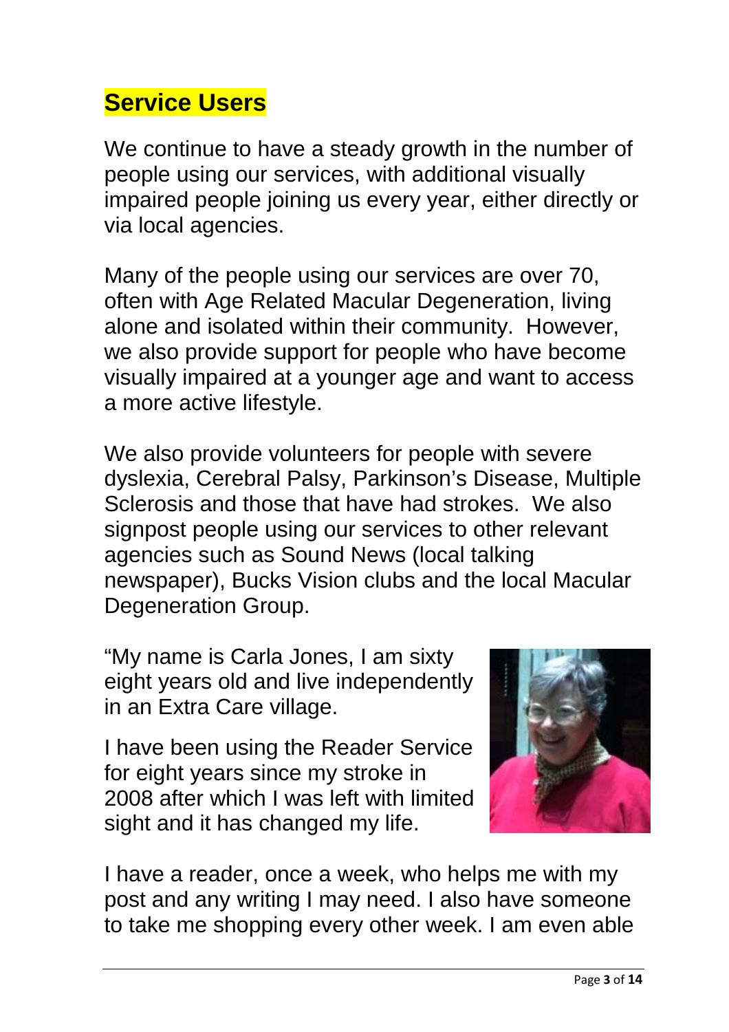## Service Users

We continue to have a steady growth in the number of people using our services, with additional visually impaired people joining us every year, either directly or via local agencies.

Many of the people using our services are over 70, often with Age Related Macular Degeneration, living alone and isolated within their community. However, we also provide support for people who have become visually impaired at a younger age and want to access a more active lifestyle.

We also provide volunteers for people with severe dyslexia, Cerebral Palsy, Parkinson's Disease, Multiple Sclerosis and those that have had strokes. We also signpost people using our services to other relevant agencies such as Sound News (local talking newspaper), Bucks Vision clubs and the local Macular Degeneration Group.

"My name is Carla Jones, I am sixty eight years old and live independently in an Extra Care village.

I have been using the Reader Service for eight years since my stroke in 2008 after which I was left with limited sight and it has changed my life.

I have a reader, once a week, who helps me with my post and any writing I may need. I also have someone to take me shopping every other week. I am even able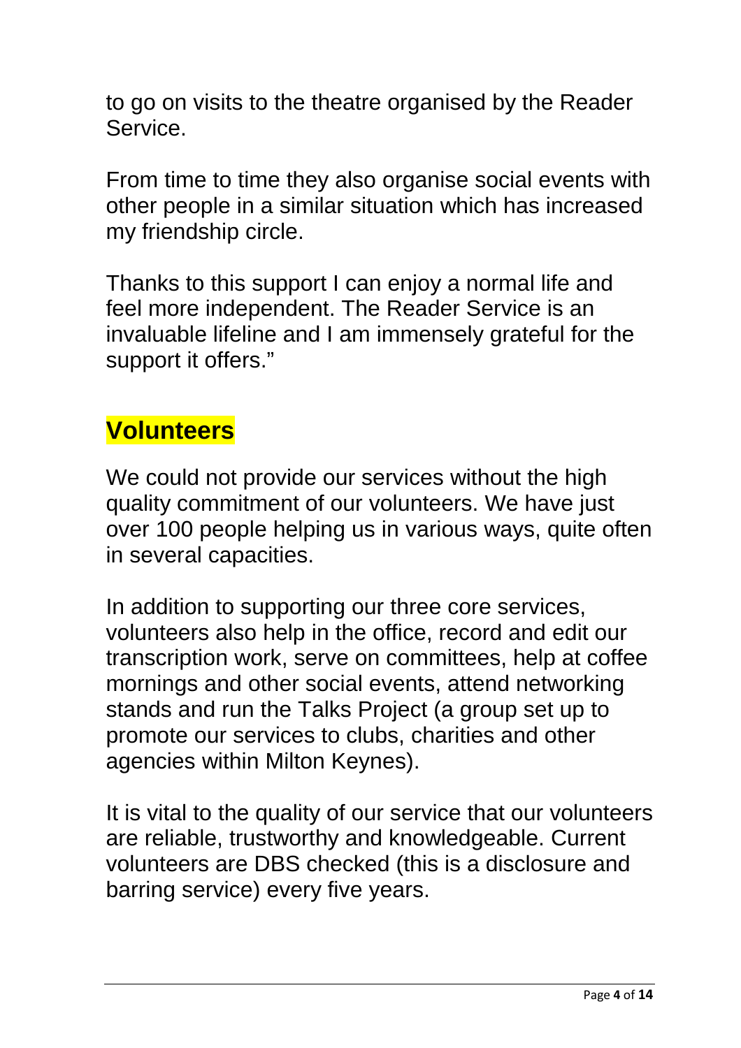to go on visits to the theatre organised by the Reader Service.

From time to time they also organise social events with other people in a similar situation which has increased my friendship circle.

Thanks to this support I can enjoy a normal life and feel more independent. The Reader Service is an invaluable lifeline and I am immensely grateful for the support it offers."

## Volunteers

We could not provide our services without the high quality commitment of our volunteers. We have just over 100 people helping us in various ways, quite often in several capacities.

In addition to supporting our three core services, volunteers also help in the office, record and edit our transcription work, serve on committees, help at coffee mornings and other social events, attend networking stands and run the Talks Project (a group set up to promote our services to clubs, charities and other agencies within Milton Keynes).

It is vital to the quality of our service that our volunteers are reliable, trustworthy and knowledgeable. Current volunteers are DBS checked (this is a disclosure and barring service) every five years.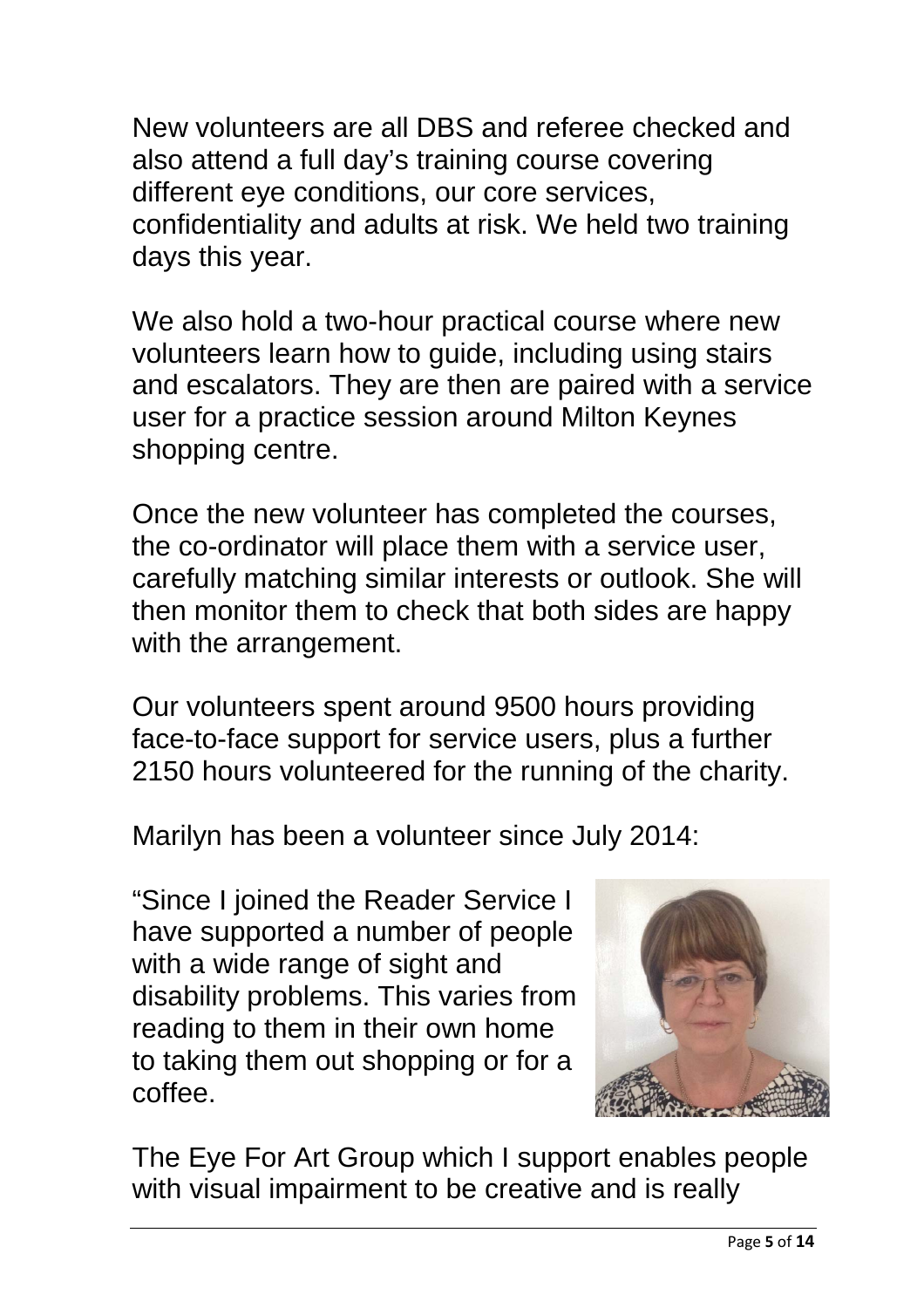New volunteers are all DBS and referee checked and also attend a full day's training course covering different eye conditions, our core services, confidentiality and adults at risk. We held two training days this year.

We also hold a two-hour practical course where new volunteers learn how to guide, including using stairs and escalators. They are then are paired with a service user for a practice session around Milton Keynes shopping centre.

Once the new volunteer has completed the courses, the co-ordinator will place them with a service user, carefully matching similar interests or outlook. She will then monitor them to check that both sides are happy with the arrangement.

Our volunteers spent around 9500 hours providing face-to-face support for service users, plus a further 2150 hours volunteered for the running of the charity.

Marilyn has been a volunteer since July 2014:

"Since I joined the Reader Service I have supported a number of people with a wide range of sight and disability problems. This varies from reading to them in their own home to taking them out shopping or for a coffee.

The Eye For Art Group which I support enables people with visual impairment to be creative and is really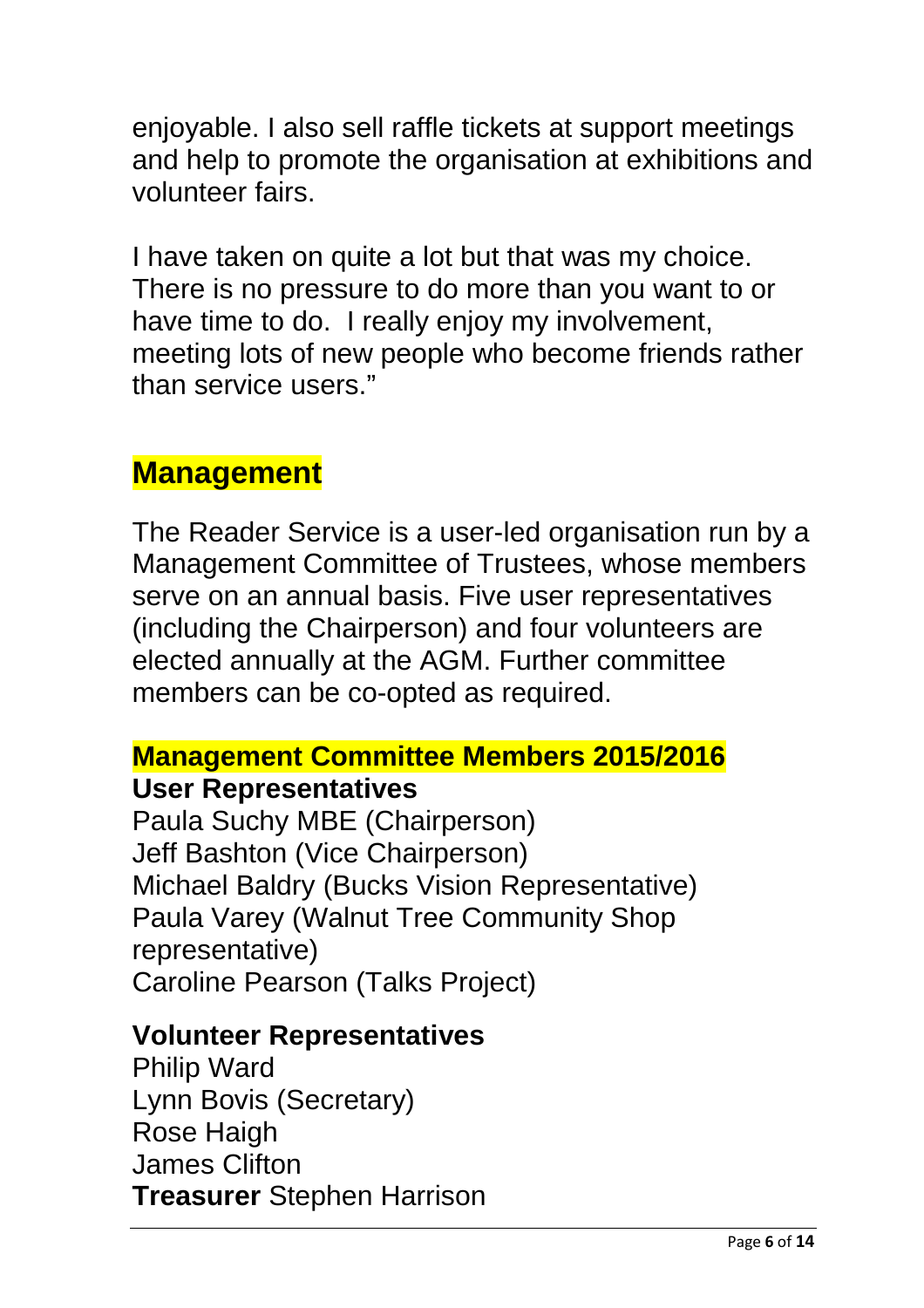enjoyable. I also sell raffle tickets at support meetings and help to promote the organisation at exhibitions and volunteer fairs.

I have taken on quite a lot but that was my choice. There is no pressure to do more than you want to or have time to do. I really enjoy my involvement, meeting lots of new people who become friends rather than service users."

## Management

The Reader Service is a user-led organisation run by a Management Committee of Trustees, whose members serve on an annual basis. Five user representatives (including the Chairperson) and four volunteers are elected annually at the AGM. Further committee members can be co-opted as required.

## Management Committee Members 2015/2016

**User Representatives**

Paula Suchy MBE (Chairperson)
Jeff Bashton (Vice Chairperson)
Michael Baldry (Bucks Vision Representative)
Paula Varey (Walnut Tree Community Shop representative)
Caroline Pearson (Talks Project)

**Volunteer Representatives**

Philip Ward
Lynn Bovis (Secretary)
Rose Haigh
James Clifton
**Treasurer** Stephen Harrison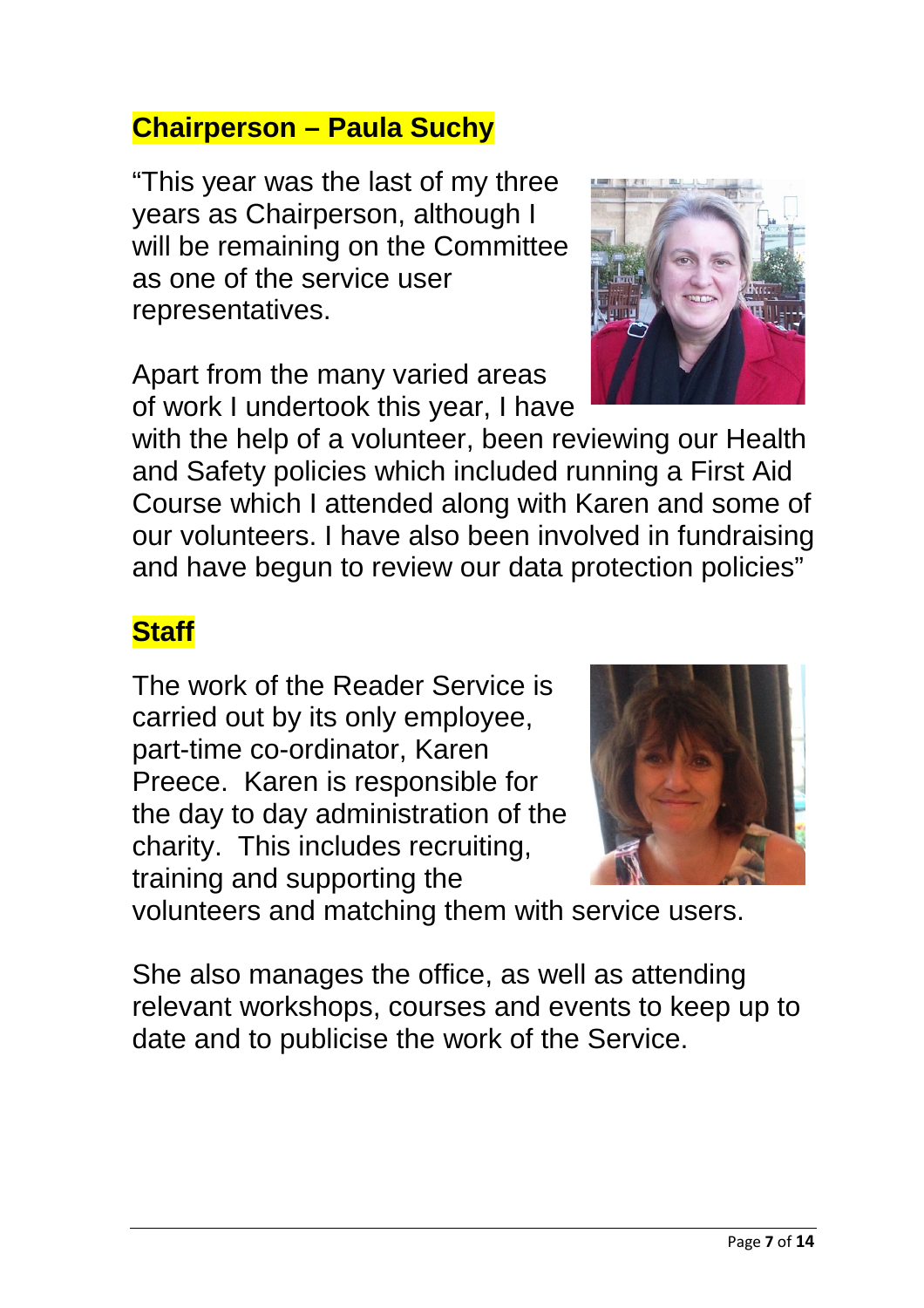## Chairperson – Paula Suchy

"This year was the last of my three years as Chairperson, although I will be remaining on the Committee as one of the service user representatives.

Apart from the many varied areas of work I undertook this year, I have with the help of a volunteer, been reviewing our Health and Safety policies which included running a First Aid Course which I attended along with Karen and some of our volunteers. I have also been involved in fundraising and have begun to review our data protection policies"

## Staff

The work of the Reader Service is carried out by its only employee, part-time co-ordinator, Karen Preece. Karen is responsible for the day to day administration of the charity. This includes recruiting, training and supporting the volunteers and matching them with service users.

She also manages the office, as well as attending relevant workshops, courses and events to keep up to date and to publicise the work of the Service.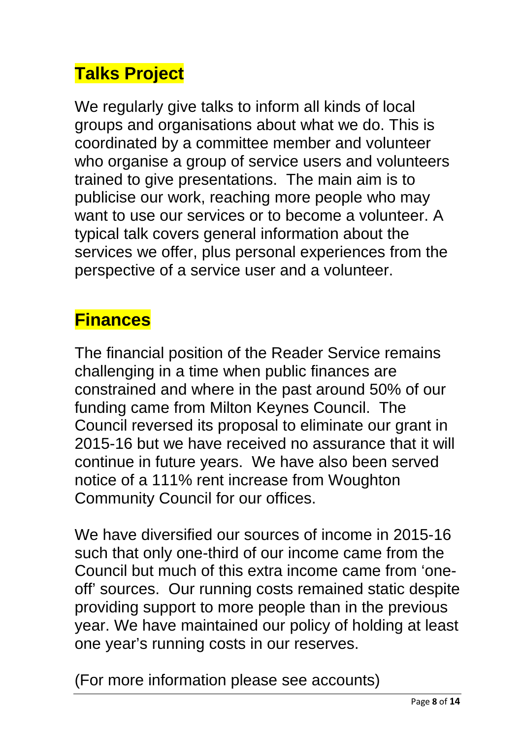## Talks Project

We regularly give talks to inform all kinds of local groups and organisations about what we do. This is coordinated by a committee member and volunteer who organise a group of service users and volunteers trained to give presentations. The main aim is to publicise our work, reaching more people who may want to use our services or to become a volunteer. A typical talk covers general information about the services we offer, plus personal experiences from the perspective of a service user and a volunteer.

## Finances

The financial position of the Reader Service remains challenging in a time when public finances are constrained and where in the past around 50% of our funding came from Milton Keynes Council. The Council reversed its proposal to eliminate our grant in 2015-16 but we have received no assurance that it will continue in future years. We have also been served notice of a 111% rent increase from Woughton Community Council for our offices.

We have diversified our sources of income in 2015-16 such that only one-third of our income came from the Council but much of this extra income came from 'one-off' sources. Our running costs remained static despite providing support to more people than in the previous year. We have maintained our policy of holding at least one year's running costs in our reserves.

(For more information please see accounts)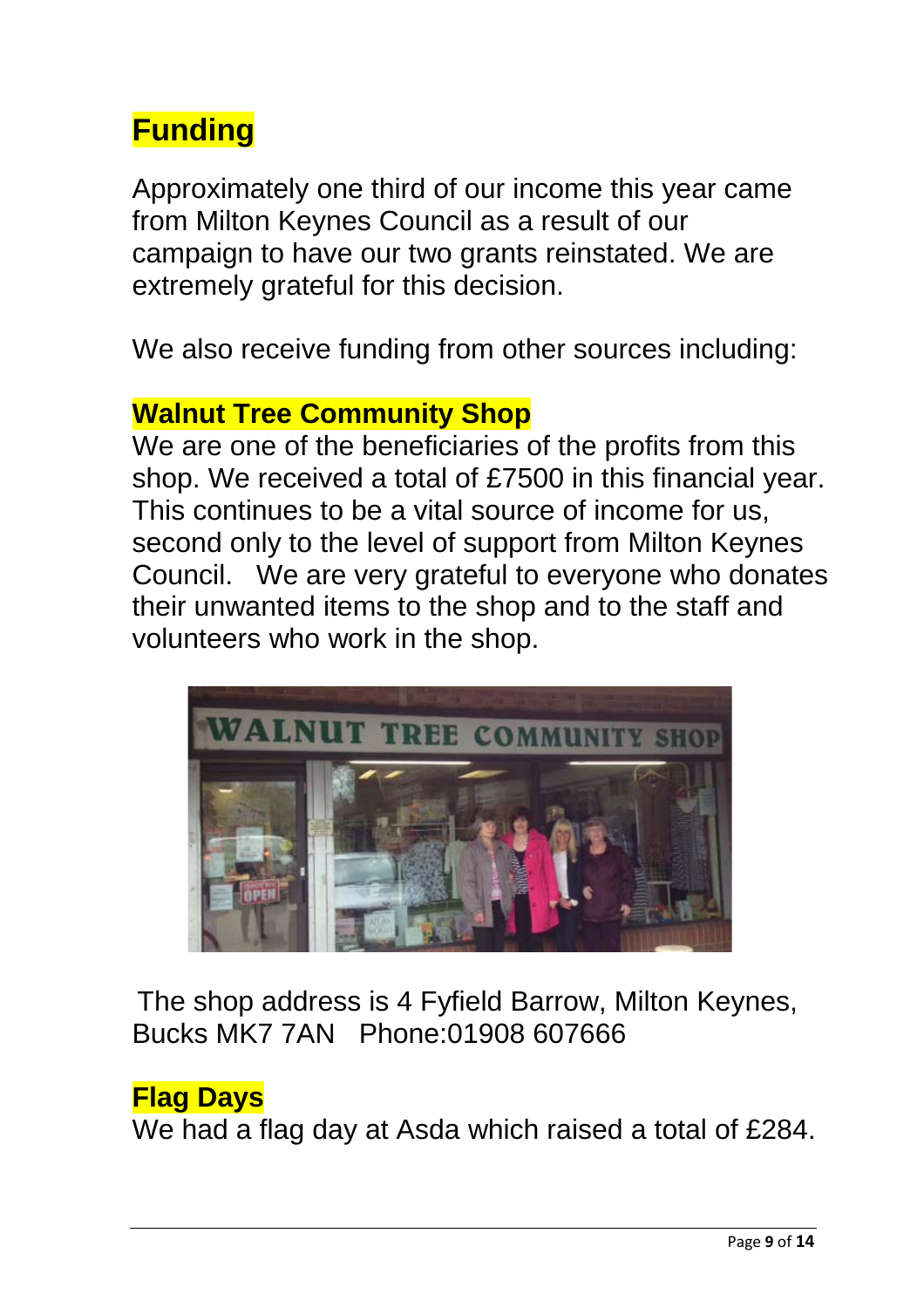## Funding

Approximately one third of our income this year came from Milton Keynes Council as a result of our campaign to have our two grants reinstated. We are extremely grateful for this decision.

We also receive funding from other sources including:

### Walnut Tree Community Shop

We are one of the beneficiaries of the profits from this shop. We received a total of £7500 in this financial year. This continues to be a vital source of income for us, second only to the level of support from Milton Keynes Council. We are very grateful to everyone who donates their unwanted items to the shop and to the staff and volunteers who work in the shop.

The shop address is 4 Fyfield Barrow, Milton Keynes, Bucks MK7 7AN Phone:01908 607666

### Flag Days

We had a flag day at Asda which raised a total of £284.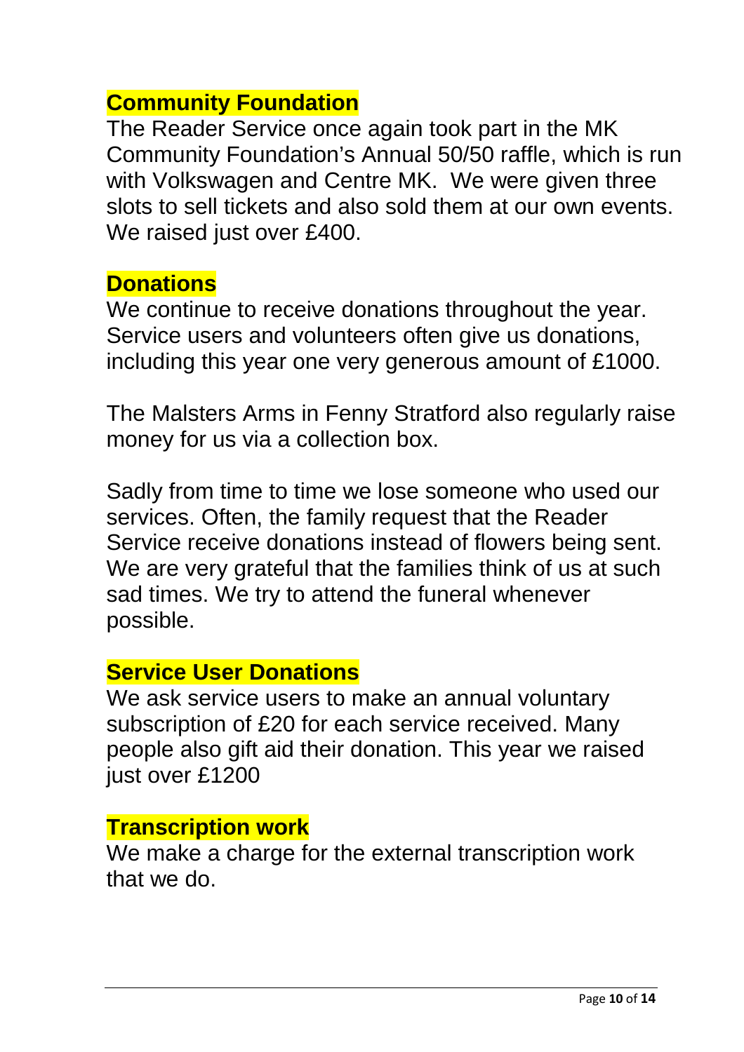## Community Foundation

The Reader Service once again took part in the MK Community Foundation's Annual 50/50 raffle, which is run with Volkswagen and Centre MK. We were given three slots to sell tickets and also sold them at our own events. We raised just over £400.

## Donations

We continue to receive donations throughout the year. Service users and volunteers often give us donations, including this year one very generous amount of £1000.

The Malsters Arms in Fenny Stratford also regularly raise money for us via a collection box.

Sadly from time to time we lose someone who used our services. Often, the family request that the Reader Service receive donations instead of flowers being sent. We are very grateful that the families think of us at such sad times. We try to attend the funeral whenever possible.

## Service User Donations

We ask service users to make an annual voluntary subscription of £20 for each service received. Many people also gift aid their donation. This year we raised just over £1200

## Transcription work

We make a charge for the external transcription work that we do.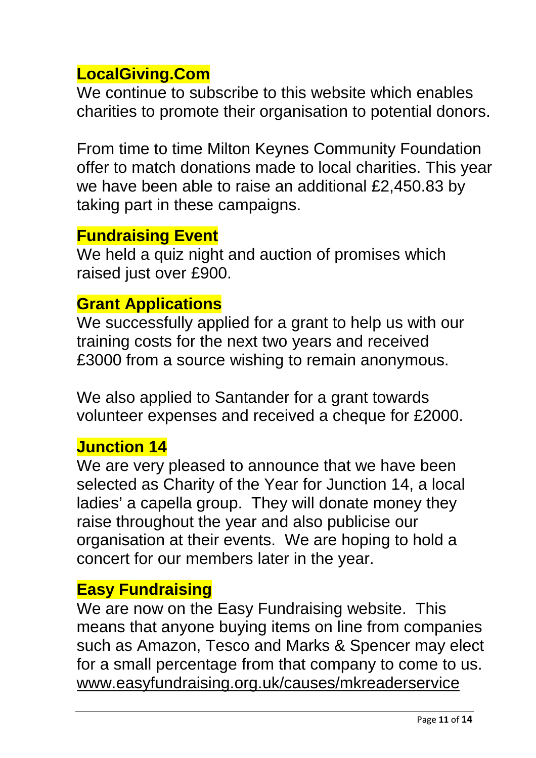## LocalGiving.Com

We continue to subscribe to this website which enables charities to promote their organisation to potential donors.

From time to time Milton Keynes Community Foundation offer to match donations made to local charities. This year we have been able to raise an additional £2,450.83 by taking part in these campaigns.

## Fundraising Event

We held a quiz night and auction of promises which raised just over £900.

## Grant Applications

We successfully applied for a grant to help us with our training costs for the next two years and received £3000 from a source wishing to remain anonymous.

We also applied to Santander for a grant towards volunteer expenses and received a cheque for £2000.

## Junction 14

We are very pleased to announce that we have been selected as Charity of the Year for Junction 14, a local ladies' a capella group. They will donate money they raise throughout the year and also publicise our organisation at their events. We are hoping to hold a concert for our members later in the year.

## Easy Fundraising

We are now on the Easy Fundraising website. This means that anyone buying items on line from companies such as Amazon, Tesco and Marks & Spencer may elect for a small percentage from that company to come to us. www.easyfundraising.org.uk/causes/mkreaderservice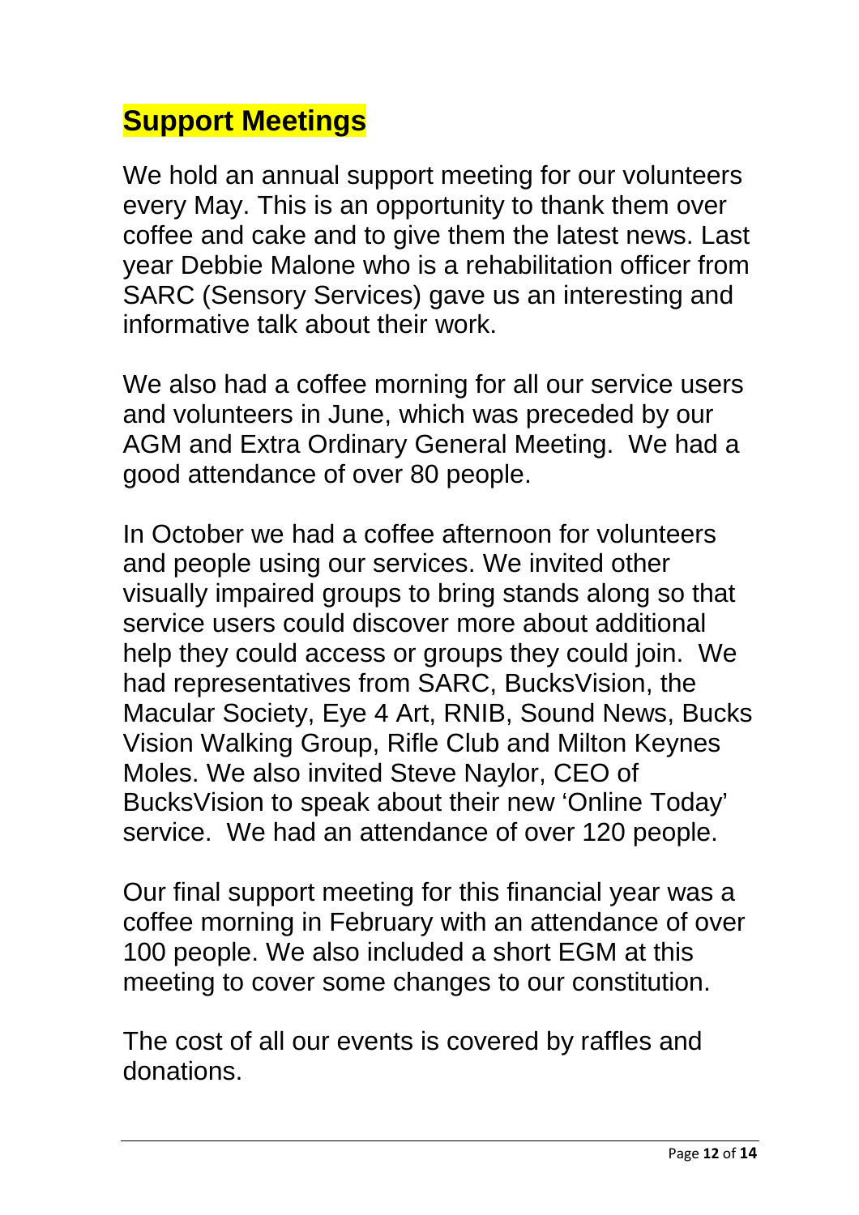## Support Meetings

We hold an annual support meeting for our volunteers every May. This is an opportunity to thank them over coffee and cake and to give them the latest news. Last year Debbie Malone who is a rehabilitation officer from SARC (Sensory Services) gave us an interesting and informative talk about their work.

We also had a coffee morning for all our service users and volunteers in June, which was preceded by our AGM and Extra Ordinary General Meeting. We had a good attendance of over 80 people.

In October we had a coffee afternoon for volunteers and people using our services. We invited other visually impaired groups to bring stands along so that service users could discover more about additional help they could access or groups they could join. We had representatives from SARC, BucksVision, the Macular Society, Eye 4 Art, RNIB, Sound News, Bucks Vision Walking Group, Rifle Club and Milton Keynes Moles. We also invited Steve Naylor, CEO of BucksVision to speak about their new 'Online Today' service. We had an attendance of over 120 people.

Our final support meeting for this financial year was a coffee morning in February with an attendance of over 100 people. We also included a short EGM at this meeting to cover some changes to our constitution.

The cost of all our events is covered by raffles and donations.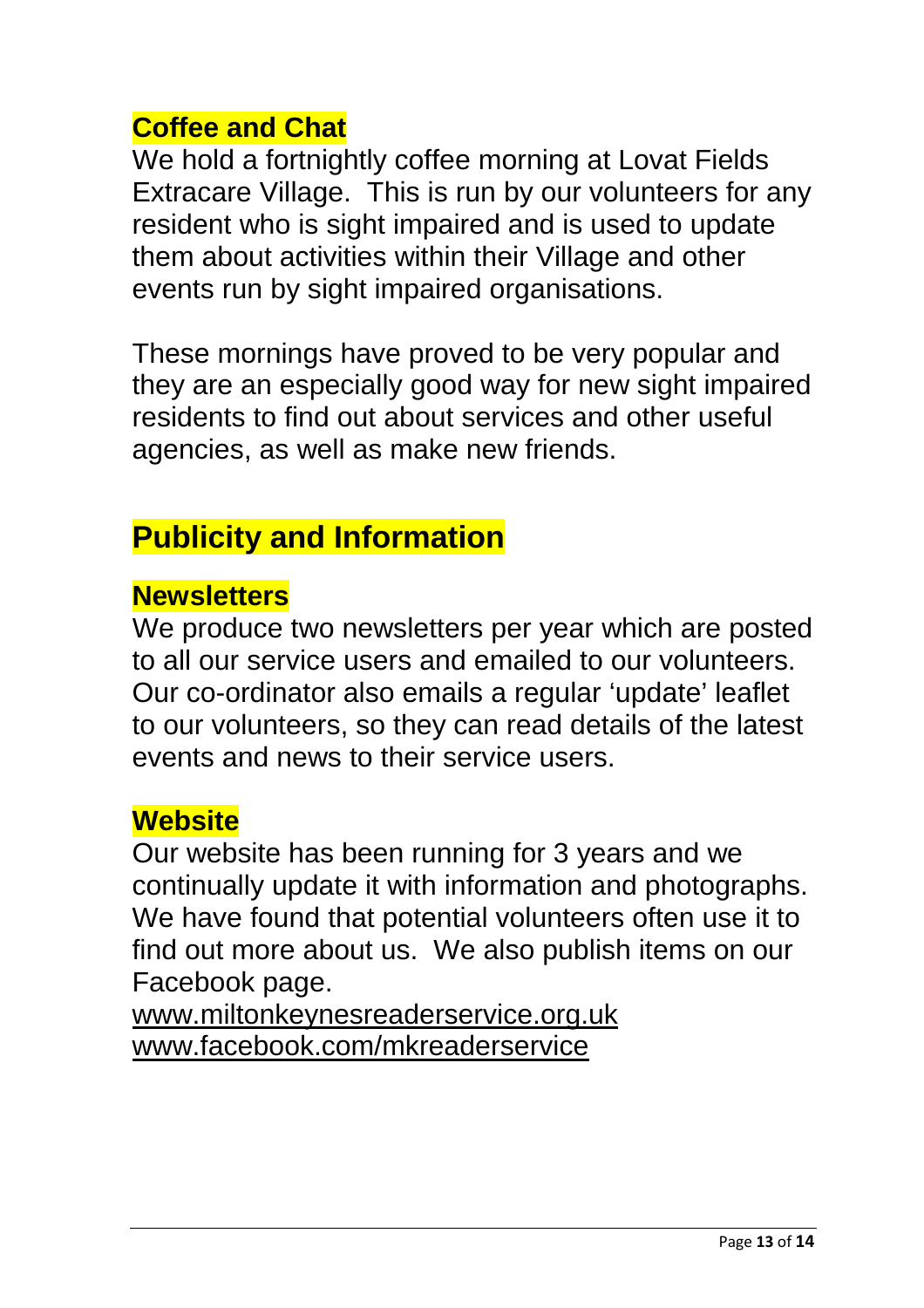### Coffee and Chat

We hold a fortnightly coffee morning at Lovat Fields Extracare Village. This is run by our volunteers for any resident who is sight impaired and is used to update them about activities within their Village and other events run by sight impaired organisations.

These mornings have proved to be very popular and they are an especially good way for new sight impaired residents to find out about services and other useful agencies, as well as make new friends.

## Publicity and Information

### Newsletters

We produce two newsletters per year which are posted to all our service users and emailed to our volunteers. Our co-ordinator also emails a regular 'update' leaflet to our volunteers, so they can read details of the latest events and news to their service users.

### Website

Our website has been running for 3 years and we continually update it with information and photographs. We have found that potential volunteers often use it to find out more about us. We also publish items on our Facebook page.

www.miltonkeynesreaderservice.org.uk
www.facebook.com/mkreaderservice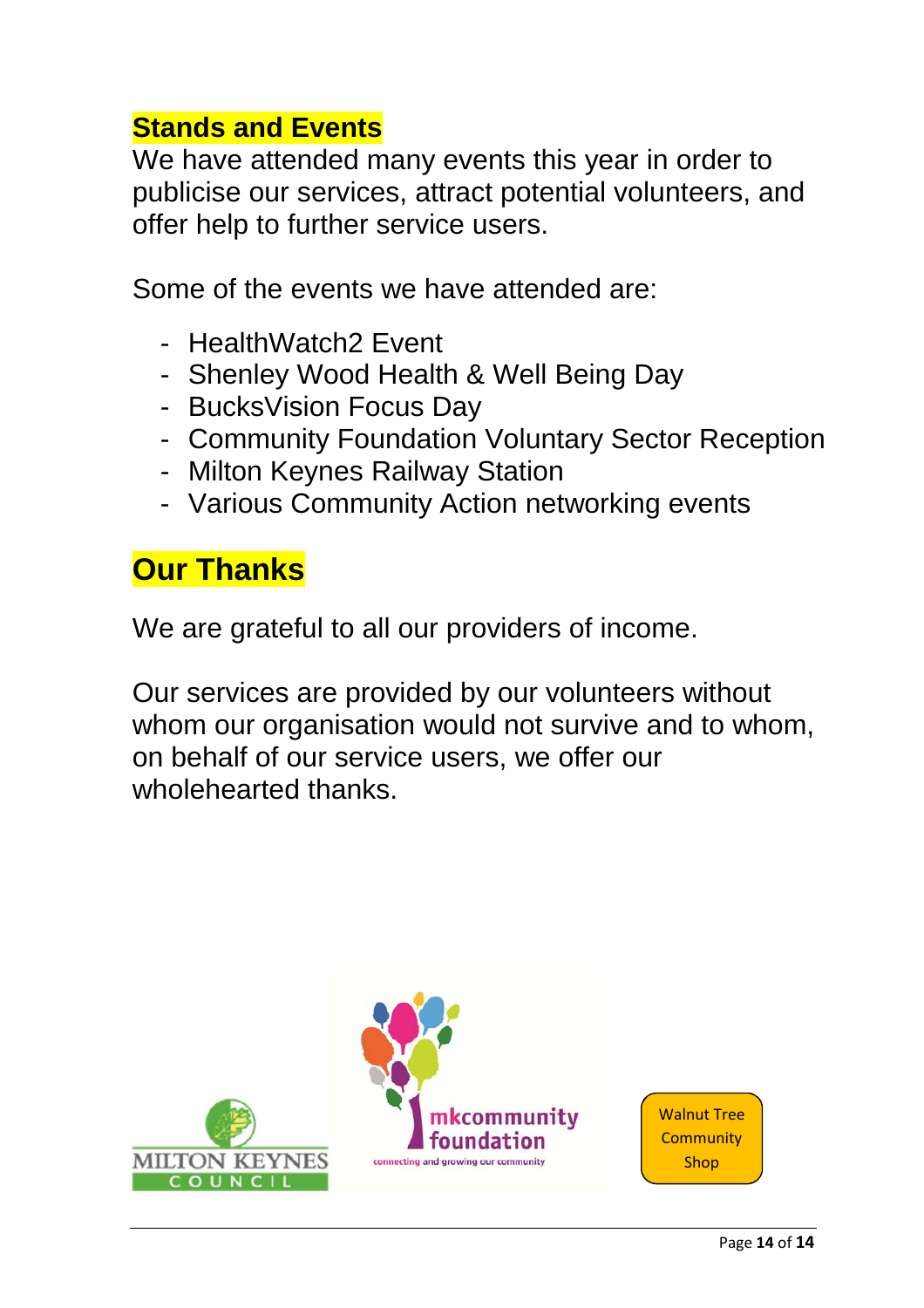## Stands and Events

We have attended many events this year in order to publicise our services, attract potential volunteers, and offer help to further service users.

Some of the events we have attended are:

- HealthWatch2 Event
- Shenley Wood Health & Well Being Day
- BucksVision Focus Day
- Community Foundation Voluntary Sector Reception
- Milton Keynes Railway Station
- Various Community Action networking events

## Our Thanks

We are grateful to all our providers of income.

Our services are provided by our volunteers without whom our organisation would not survive and to whom, on behalf of our service users, we offer our wholehearted thanks.

MILTON KEYNES COUNCIL

mkcommunity foundation
connecting and growing our community

Walnut Tree Community Shop